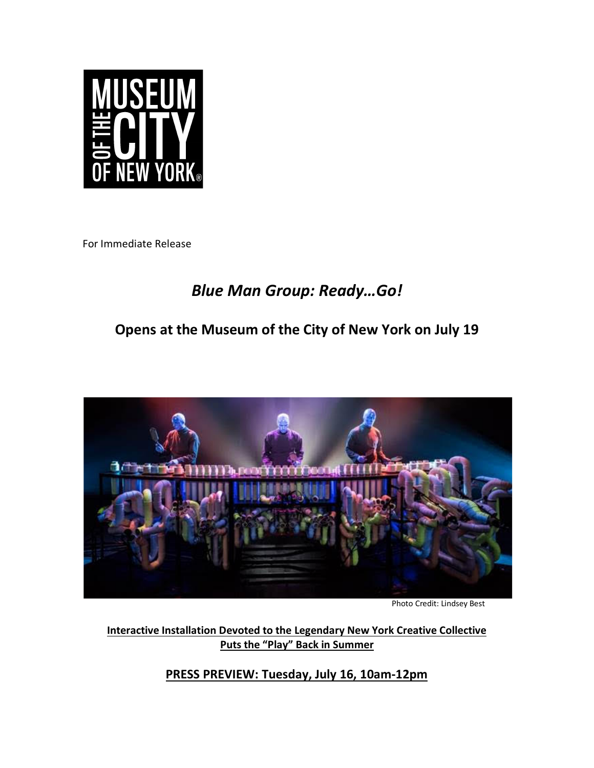For Immediate Release

# *Blue Man Group: Ready…Go!*

## Opens at the Museum of the City of New York on July 19

Photo Credit: Lindsey Best

**Interactive Installation Devoted to the Legendary New York Creative Collective Puts the "Play" Back in Summer**

**PRESS PREVIEW: Tuesday, July 16, 10am-12pm**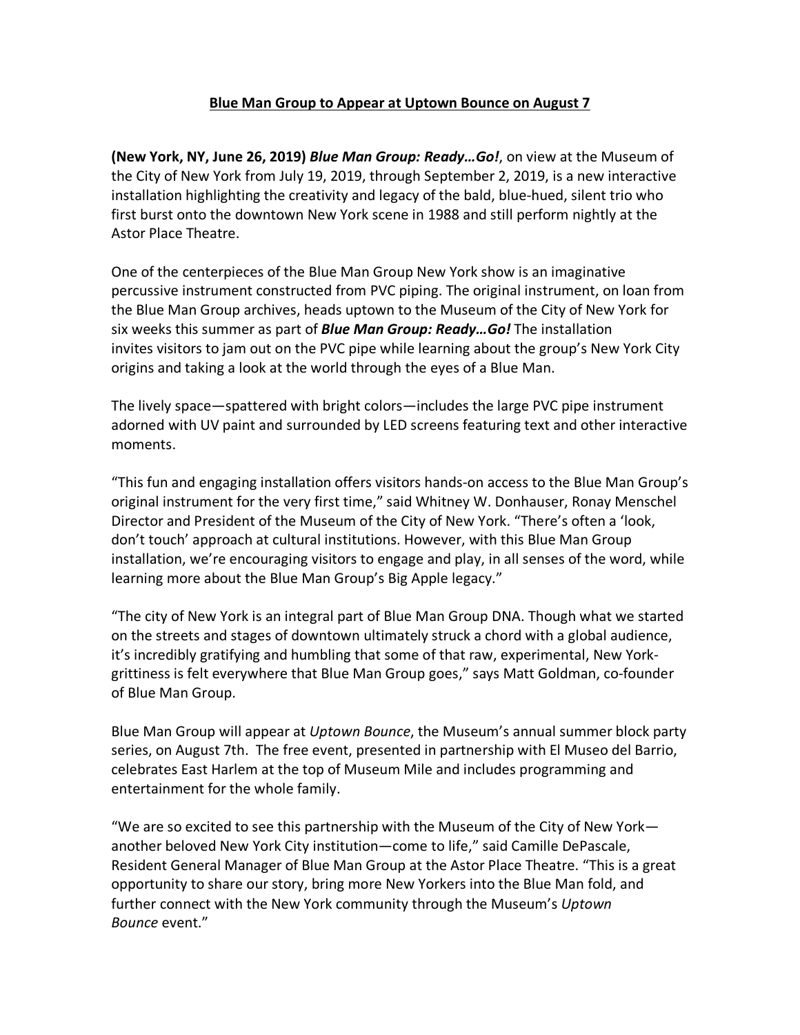**Blue Man Group to Appear at Uptown Bounce on August 7**

**(New York, NY, June 26, 2019)** ***Blue Man Group: Ready…Go!***, on view at the Museum of the City of New York from July 19, 2019, through September 2, 2019, is a new interactive installation highlighting the creativity and legacy of the bald, blue-hued, silent trio who first burst onto the downtown New York scene in 1988 and still perform nightly at the Astor Place Theatre.

One of the centerpieces of the Blue Man Group New York show is an imaginative percussive instrument constructed from PVC piping. The original instrument, on loan from the Blue Man Group archives, heads uptown to the Museum of the City of New York for six weeks this summer as part of ***Blue Man Group: Ready…Go!*** The installation invites visitors to jam out on the PVC pipe while learning about the group's New York City origins and taking a look at the world through the eyes of a Blue Man.

The lively space—spattered with bright colors—includes the large PVC pipe instrument adorned with UV paint and surrounded by LED screens featuring text and other interactive moments.

"This fun and engaging installation offers visitors hands-on access to the Blue Man Group's original instrument for the very first time," said Whitney W. Donhauser, Ronay Menschel Director and President of the Museum of the City of New York. "There's often a 'look, don't touch' approach at cultural institutions. However, with this Blue Man Group installation, we're encouraging visitors to engage and play, in all senses of the word, while learning more about the Blue Man Group's Big Apple legacy."

"The city of New York is an integral part of Blue Man Group DNA. Though what we started on the streets and stages of downtown ultimately struck a chord with a global audience, it's incredibly gratifying and humbling that some of that raw, experimental, New York-grittiness is felt everywhere that Blue Man Group goes," says Matt Goldman, co-founder of Blue Man Group.

Blue Man Group will appear at *Uptown Bounce*, the Museum's annual summer block party series, on August 7th. The free event, presented in partnership with El Museo del Barrio, celebrates East Harlem at the top of Museum Mile and includes programming and entertainment for the whole family.

"We are so excited to see this partnership with the Museum of the City of New York—another beloved New York City institution—come to life," said Camille DePascale, Resident General Manager of Blue Man Group at the Astor Place Theatre. "This is a great opportunity to share our story, bring more New Yorkers into the Blue Man fold, and further connect with the New York community through the Museum's *Uptown Bounce* event."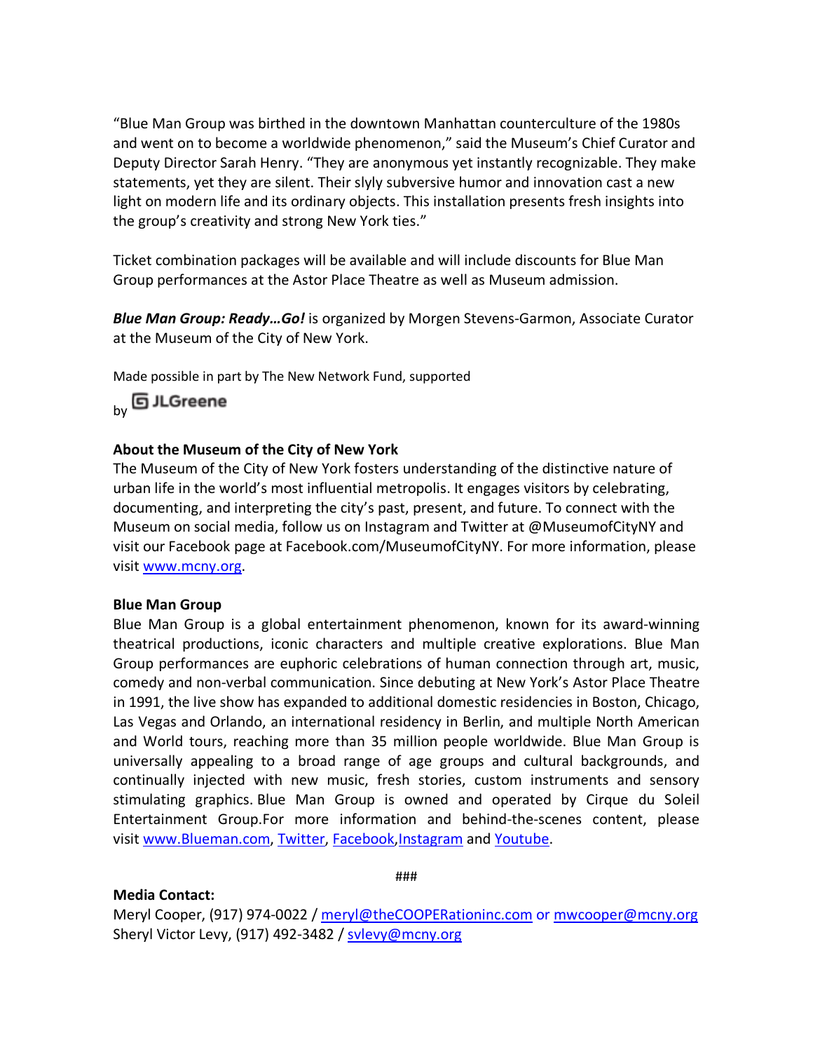"Blue Man Group was birthed in the downtown Manhattan counterculture of the 1980s and went on to become a worldwide phenomenon," said the Museum's Chief Curator and Deputy Director Sarah Henry. "They are anonymous yet instantly recognizable. They make statements, yet they are silent. Their slyly subversive humor and innovation cast a new light on modern life and its ordinary objects. This installation presents fresh insights into the group's creativity and strong New York ties."

Ticket combination packages will be available and will include discounts for Blue Man Group performances at the Astor Place Theatre as well as Museum admission.

***Blue Man Group: Ready…Go!*** is organized by Morgen Stevens-Garmon, Associate Curator at the Museum of the City of New York.

Made possible in part by The New Network Fund, supported by JLGreene

**About the Museum of the City of New York**
The Museum of the City of New York fosters understanding of the distinctive nature of urban life in the world's most influential metropolis. It engages visitors by celebrating, documenting, and interpreting the city's past, present, and future. To connect with the Museum on social media, follow us on Instagram and Twitter at @MuseumofCityNY and visit our Facebook page at Facebook.com/MuseumofCityNY. For more information, please visit [www.mcny.org](http://www.mcny.org).

**Blue Man Group**
Blue Man Group is a global entertainment phenomenon, known for its award-winning theatrical productions, iconic characters and multiple creative explorations. Blue Man Group performances are euphoric celebrations of human connection through art, music, comedy and non-verbal communication. Since debuting at New York's Astor Place Theatre in 1991, the live show has expanded to additional domestic residencies in Boston, Chicago, Las Vegas and Orlando, an international residency in Berlin, and multiple North American and World tours, reaching more than 35 million people worldwide. Blue Man Group is universally appealing to a broad range of age groups and cultural backgrounds, and continually injected with new music, fresh stories, custom instruments and sensory stimulating graphics. Blue Man Group is owned and operated by Cirque du Soleil Entertainment Group.For more information and behind-the-scenes content, please visit [www.Blueman.com](http://www.Blueman.com), Twitter, Facebook,Instagram and Youtube.

###

**Media Contact:**
Meryl Cooper, (917) 974-0022 / meryl@theCOOPERationinc.com or mwcooper@mcny.org
Sheryl Victor Levy, (917) 492-3482 / svlevy@mcny.org